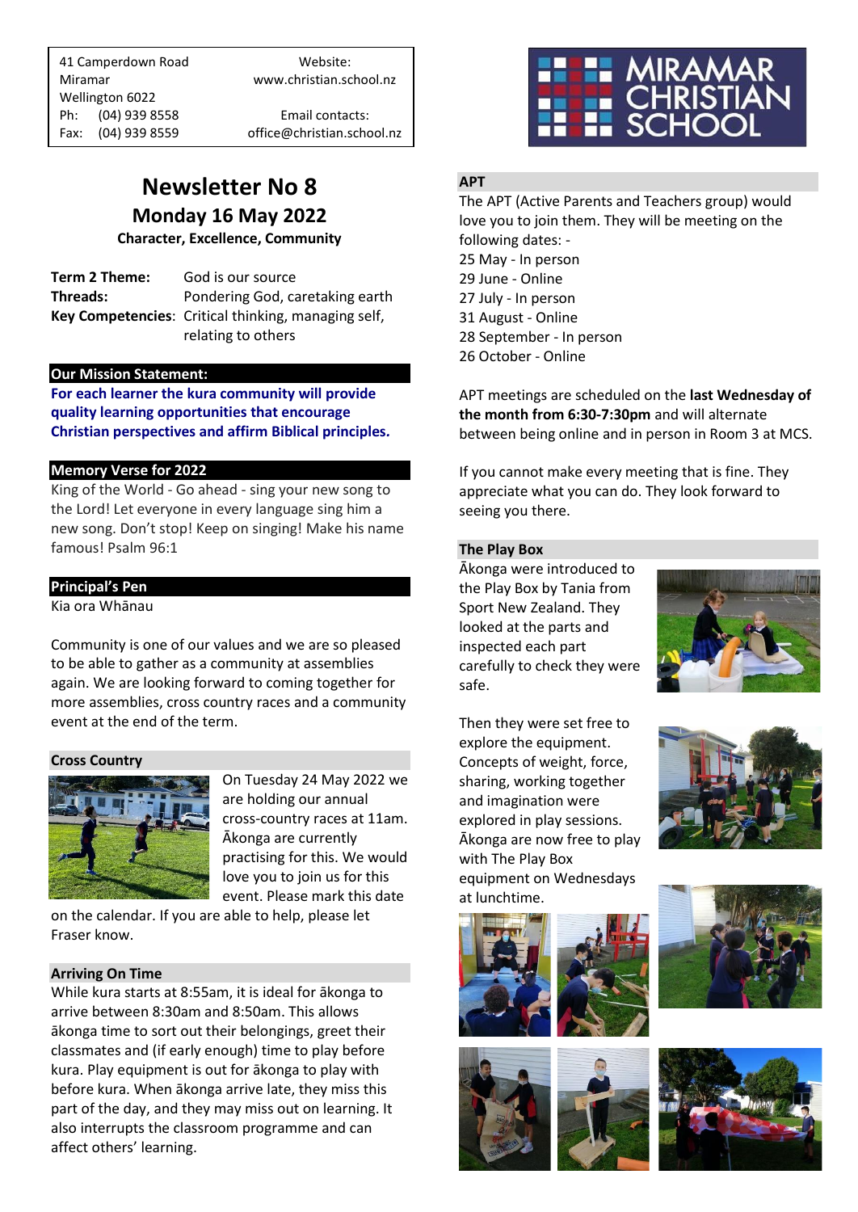41 Camperdown Road
Miramar
Wellington 6022
Ph: (04) 939 8558
Fax: (04) 939 8559

Website:
www.christian.school.nz

Email contacts:
office@christian.school.nz

MIRAMAR CHRISTIAN SCHOOL

# Newsletter No 8

## Monday 16 May 2022

**Character, Excellence, Community**

**Term 2 Theme:** God is our source
**Threads:** Pondering God, caretaking earth
**Key Competencies:** Critical thinking, managing self, relating to others

### Our Mission Statement:

**For each learner the kura community will provide quality learning opportunities that encourage Christian perspectives and affirm Biblical principles.**

### Memory Verse for 2022

King of the World - Go ahead - sing your new song to the Lord! Let everyone in every language sing him a new song. Don't stop! Keep on singing! Make his name famous! Psalm 96:1

### Principal's Pen

Kia ora Whānau

Community is one of our values and we are so pleased to be able to gather as a community at assemblies again. We are looking forward to coming together for more assemblies, cross country races and a community event at the end of the term.

### Cross Country

On Tuesday 24 May 2022 we are holding our annual cross-country races at 11am. Ākonga are currently practising for this. We would love you to join us for this event. Please mark this date on the calendar. If you are able to help, please let Fraser know.

### Arriving On Time

While kura starts at 8:55am, it is ideal for ākonga to arrive between 8:30am and 8:50am. This allows ākonga time to sort out their belongings, greet their classmates and (if early enough) time to play before kura. Play equipment is out for ākonga to play with before kura. When ākonga arrive late, they miss this part of the day, and they may miss out on learning. It also interrupts the classroom programme and can affect others' learning.

### APT

The APT (Active Parents and Teachers group) would love you to join them. They will be meeting on the following dates: -
25 May - In person
29 June - Online
27 July - In person
31 August - Online
28 September - In person
26 October - Online

APT meetings are scheduled on the **last Wednesday of the month from 6:30-7:30pm** and will alternate between being online and in person in Room 3 at MCS.

If you cannot make every meeting that is fine. They appreciate what you can do. They look forward to seeing you there.

### The Play Box

Ākonga were introduced to the Play Box by Tania from Sport New Zealand. They looked at the parts and inspected each part carefully to check they were safe.

Then they were set free to explore the equipment. Concepts of weight, force, sharing, working together and imagination were explored in play sessions. Ākonga are now free to play with The Play Box equipment on Wednesdays at lunchtime.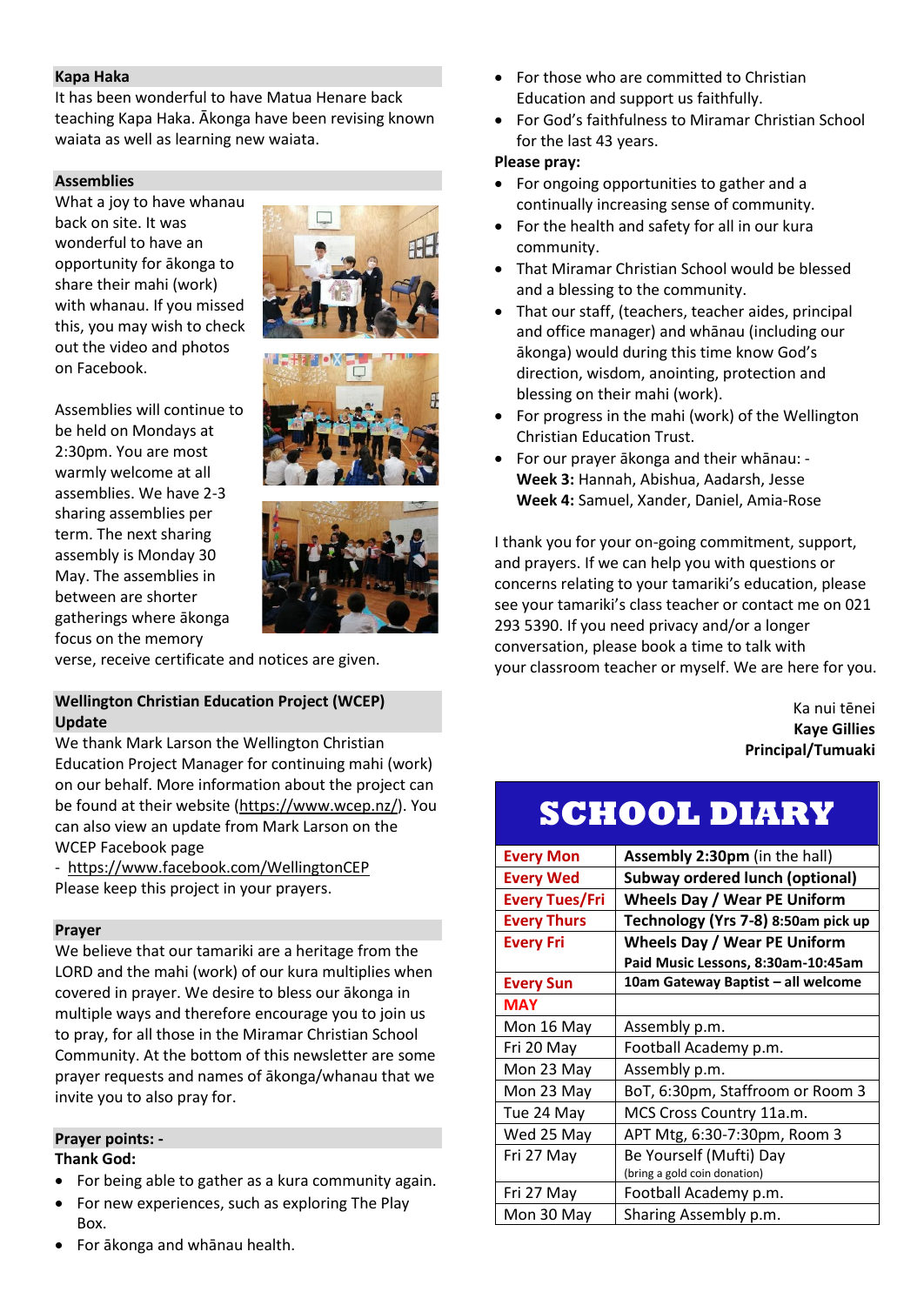## Kapa Haka

It has been wonderful to have Matua Henare back teaching Kapa Haka. Ākonga have been revising known waiata as well as learning new waiata.

## Assemblies

What a joy to have whanau back on site. It was wonderful to have an opportunity for ākonga to share their mahi (work) with whanau. If you missed this, you may wish to check out the video and photos on Facebook.

Assemblies will continue to be held on Mondays at 2:30pm. You are most warmly welcome at all assemblies. We have 2-3 sharing assemblies per term. The next sharing assembly is Monday 30 May. The assemblies in between are shorter gatherings where ākonga focus on the memory verse, receive certificate and notices are given.

## Wellington Christian Education Project (WCEP) Update

We thank Mark Larson the Wellington Christian Education Project Manager for continuing mahi (work) on our behalf. More information about the project can be found at their website (https://www.wcep.nz/). You can also view an update from Mark Larson on the WCEP Facebook page

- https://www.facebook.com/WellingtonCEP

Please keep this project in your prayers.

## Prayer

We believe that our tamariki are a heritage from the LORD and the mahi (work) of our kura multiplies when covered in prayer. We desire to bless our ākonga in multiple ways and therefore encourage you to join us to pray, for all those in the Miramar Christian School Community. At the bottom of this newsletter are some prayer requests and names of ākonga/whanau that we invite you to also pray for.

## Prayer points: -

**Thank God:**

- For being able to gather as a kura community again.
- For new experiences, such as exploring The Play Box.
- For ākonga and whānau health.
- For those who are committed to Christian Education and support us faithfully.
- For God's faithfulness to Miramar Christian School for the last 43 years.

**Please pray:**

- For ongoing opportunities to gather and a continually increasing sense of community.
- For the health and safety for all in our kura community.
- That Miramar Christian School would be blessed and a blessing to the community.
- That our staff, (teachers, teacher aides, principal and office manager) and whānau (including our ākonga) would during this time know God's direction, wisdom, anointing, protection and blessing on their mahi (work).
- For progress in the mahi (work) of the Wellington Christian Education Trust.
- For our prayer ākonga and their whānau: -
  **Week 3:** Hannah, Abishua, Aadarsh, Jesse
  **Week 4:** Samuel, Xander, Daniel, Amia-Rose

I thank you for your on-going commitment, support, and prayers. If we can help you with questions or concerns relating to your tamariki's education, please see your tamariki's class teacher or contact me on 021 293 5390. If you need privacy and/or a longer conversation, please book a time to talk with your classroom teacher or myself. We are here for you.

Ka nui tēnei
**Kaye Gillies**
**Principal/Tumuaki**

## SCHOOL DIARY

| | |
|---|---|
| **Every Mon** | **Assembly 2:30pm** (in the hall) |
| **Every Wed** | **Subway ordered lunch (optional)** |
| **Every Tues/Fri** | **Wheels Day / Wear PE Uniform** |
| **Every Thurs** | **Technology (Yrs 7-8) 8:50am pick up** |
| **Every Fri** | **Wheels Day / Wear PE Uniform**<br>**Paid Music Lessons, 8:30am-10:45am** |
| **Every Sun** | **10am Gateway Baptist – all welcome** |
| **MAY** | |
| Mon 16 May | Assembly p.m. |
| Fri 20 May | Football Academy p.m. |
| Mon 23 May | Assembly p.m. |
| Mon 23 May | BoT, 6:30pm, Staffroom or Room 3 |
| Tue 24 May | MCS Cross Country 11a.m. |
| Wed 25 May | APT Mtg, 6:30-7:30pm, Room 3 |
| Fri 27 May | Be Yourself (Mufti) Day<br>(bring a gold coin donation) |
| Fri 27 May | Football Academy p.m. |
| Mon 30 May | Sharing Assembly p.m. |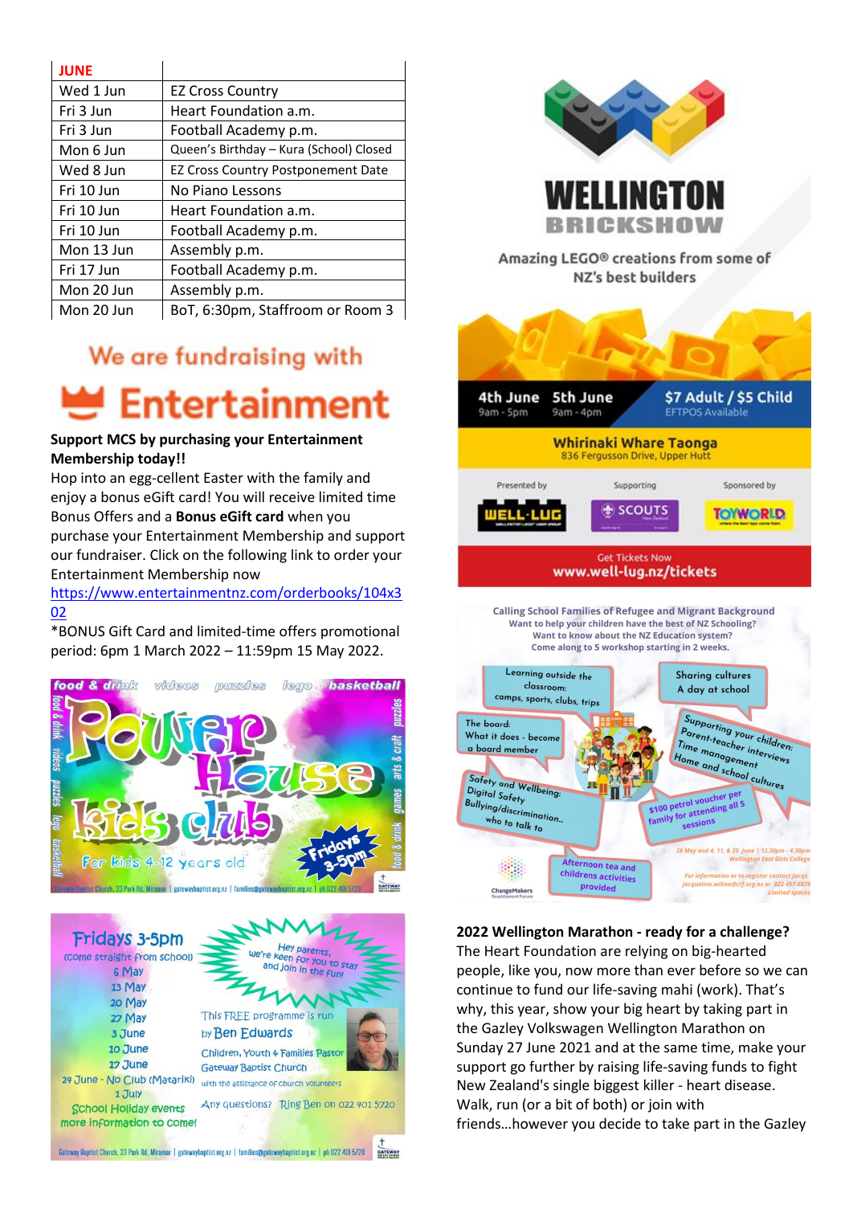| JUNE | |
|---|---|
| Wed 1 Jun | EZ Cross Country |
| Fri 3 Jun | Heart Foundation a.m. |
| Fri 3 Jun | Football Academy p.m. |
| Mon 6 Jun | Queen's Birthday – Kura (School) Closed |
| Wed 8 Jun | EZ Cross Country Postponement Date |
| Fri 10 Jun | No Piano Lessons |
| Fri 10 Jun | Heart Foundation a.m. |
| Fri 10 Jun | Football Academy p.m. |
| Mon 13 Jun | Assembly p.m. |
| Fri 17 Jun | Football Academy p.m. |
| Mon 20 Jun | Assembly p.m. |
| Mon 20 Jun | BoT, 6:30pm, Staffroom or Room 3 |

We are fundraising with

Entertainment

**Support MCS by purchasing your Entertainment Membership today!!**

Hop into an egg-cellent Easter with the family and enjoy a bonus eGift card! You will receive limited time Bonus Offers and a **Bonus eGift card** when you purchase your Entertainment Membership and support our fundraiser. Click on the following link to order your Entertainment Membership now

https://www.entertainmentnz.com/orderbooks/104x302

*BONUS Gift Card and limited-time offers promotional period: 6pm 1 March 2022 – 11:59pm 15 May 2022.

food & drink videos puzzles lego basketball

Power House Kids Club

For kids 4-12 years old

Fridays 3-5pm

Gateway Baptist Church, 33 Park Rd, Miramar | gatewaybaptist.org.nz | families@gatewaybaptist.org.nz | ph 022 401 5720

Fridays 3-5pm
(come straight from school)
6 May
13 May
20 May
27 May
3 June
10 June
17 June
24 June - No Club (Matariki)
1 July
School Holiday events
more information to come!

Hey parents, we're keen for you to stay and join in the fun!

This FREE programme is run by Ben Edwards
Children, Youth + Families Pastor
Gateway Baptist Church
with the assistance of church volunteers

Any questions? Ring Ben on 022 401 5720

Gateway Baptist Church, 33 Park Rd, Miramar | gatewaybaptist.org.nz | families@gatewaybaptist.org.nz | ph 022 401 5720

WELLINGTON BRICKSHOW

Amazing LEGO® creations from some of NZ's best builders

4th June 9am - 5pm | 5th June 9am - 4pm

$7 Adult / $5 Child
EFTPOS Available

Whirinaki Whare Taonga
836 Fergusson Drive, Upper Hutt

Presented by WELL-LUG | Supporting SCOUTS | Sponsored by TOYWORLD

Get Tickets Now
www.well-lug.nz/tickets

Calling School Families of Refugee and Migrant Background
Want to help your children have the best of NZ Schooling?
Want to know about the NZ Education system?
Come along to 5 workshop starting in 2 weeks.

- Learning outside the classroom: camps, sports, clubs, trips
- Sharing cultures: A day at school
- The board: What it does - become a board member
- Supporting your children: Parent-teacher interviews, Time management, Home and school cultures
- Safety and Wellbeing: Digital Safety, Bullying/discrimination... who to talk to
- $100 petrol voucher per family for attending all 5 sessions
- Afternoon tea and childrens activities provided

28 May and 4, 11, & 25 June | 12.30pm - 4.30pm
Wellington East Girls College

For information or to register contact jacqueline.wilton@crf.org.nz or 022 457 6839
Limited spaces

ChangeMakers Resettlement Forum

**2022 Wellington Marathon - ready for a challenge?**

The Heart Foundation are relying on big-hearted people, like you, now more than ever before so we can continue to fund our life-saving mahi (work). That's why, this year, show your big heart by taking part in the Gazley Volkswagen Wellington Marathon on Sunday 27 June 2021 and at the same time, make your support go further by raising life-saving funds to fight New Zealand's single biggest killer - heart disease. Walk, run (or a bit of both) or join with friends…however you decide to take part in the Gazley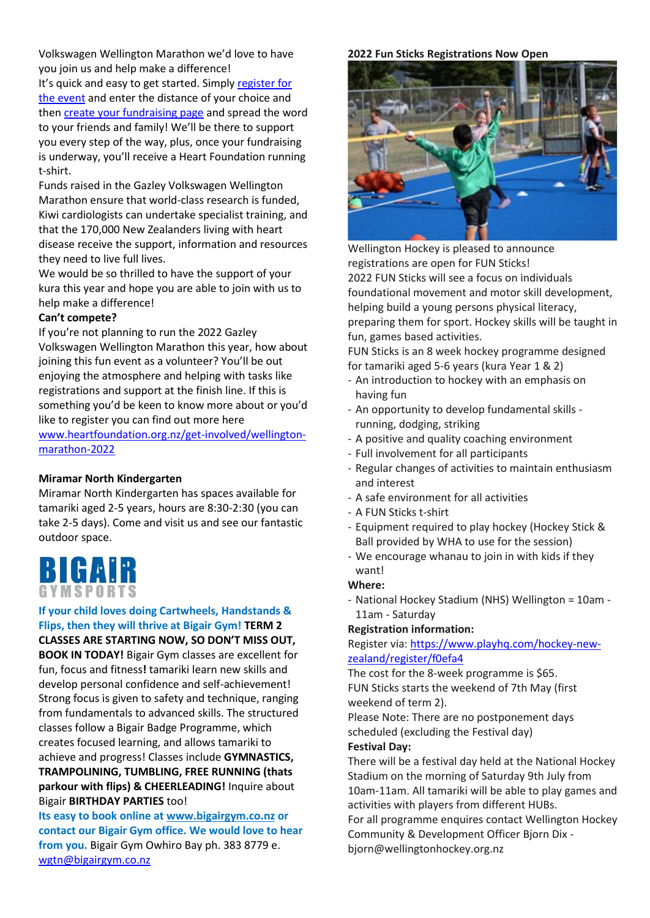Volkswagen Wellington Marathon we'd love to have you join us and help make a difference!

It's quick and easy to get started. Simply register for the event and enter the distance of your choice and then create your fundraising page and spread the word to your friends and family! We'll be there to support you every step of the way, plus, once your fundraising is underway, you'll receive a Heart Foundation running t-shirt.

Funds raised in the Gazley Volkswagen Wellington Marathon ensure that world-class research is funded, Kiwi cardiologists can undertake specialist training, and that the 170,000 New Zealanders living with heart disease receive the support, information and resources they need to live full lives.

We would be so thrilled to have the support of your kura this year and hope you are able to join with us to help make a difference!

**Can't compete?**

If you're not planning to run the 2022 Gazley Volkswagen Wellington Marathon this year, how about joining this fun event as a volunteer? You'll be out enjoying the atmosphere and helping with tasks like registrations and support at the finish line. If this is something you'd be keen to know more about or you'd like to register you can find out more here www.heartfoundation.org.nz/get-involved/wellington-marathon-2022

**Miramar North Kindergarten**

Miramar North Kindergarten has spaces available for tamariki aged 2-5 years, hours are 8:30-2:30 (you can take 2-5 days). Come and visit us and see our fantastic outdoor space.

**BIGAIR GYMSPORTS**

**If your child loves doing Cartwheels, Handstands & Flips, then they will thrive at Bigair Gym! TERM 2 CLASSES ARE STARTING NOW, SO DON'T MISS OUT, BOOK IN TODAY!** Bigair Gym classes are excellent for fun, focus and fitness**!** tamariki learn new skills and develop personal confidence and self-achievement! Strong focus is given to safety and technique, ranging from fundamentals to advanced skills. The structured classes follow a Bigair Badge Programme, which creates focused learning, and allows tamariki to achieve and progress! Classes include **GYMNASTICS, TRAMPOLINING, TUMBLING, FREE RUNNING (thats parkour with flips) & CHEERLEADING!** Inquire about Bigair **BIRTHDAY PARTIES** too!

**Its easy to book online at www.bigairgym.co.nz or contact our Bigair Gym office. We would love to hear from you.** Bigair Gym Owhiro Bay ph. 383 8779 e. wgtn@bigairgym.co.nz

**2022 Fun Sticks Registrations Now Open**

Wellington Hockey is pleased to announce registrations are open for FUN Sticks!

2022 FUN Sticks will see a focus on individuals foundational movement and motor skill development, helping build a young persons physical literacy, preparing them for sport. Hockey skills will be taught in fun, games based activities.

FUN Sticks is an 8 week hockey programme designed for tamariki aged 5-6 years (kura Year 1 & 2)

- An introduction to hockey with an emphasis on having fun
- An opportunity to develop fundamental skills - running, dodging, striking
- A positive and quality coaching environment
- Full involvement for all participants
- Regular changes of activities to maintain enthusiasm and interest
- A safe environment for all activities
- A FUN Sticks t-shirt
- Equipment required to play hockey (Hockey Stick & Ball provided by WHA to use for the session)
- We encourage whanau to join in with kids if they want!

**Where:**

- National Hockey Stadium (NHS) Wellington = 10am - 11am - Saturday

**Registration information:**

Register via: https://www.playhq.com/hockey-new-zealand/register/f0efa4

The cost for the 8-week programme is $65.

FUN Sticks starts the weekend of 7th May (first weekend of term 2).

Please Note: There are no postponement days scheduled (excluding the Festival day)

**Festival Day:**

There will be a festival day held at the National Hockey Stadium on the morning of Saturday 9th July from 10am-11am. All tamariki will be able to play games and activities with players from different HUBs.

For all programme enquires contact Wellington Hockey Community & Development Officer Bjorn Dix - bjorn@wellingtonhockey.org.nz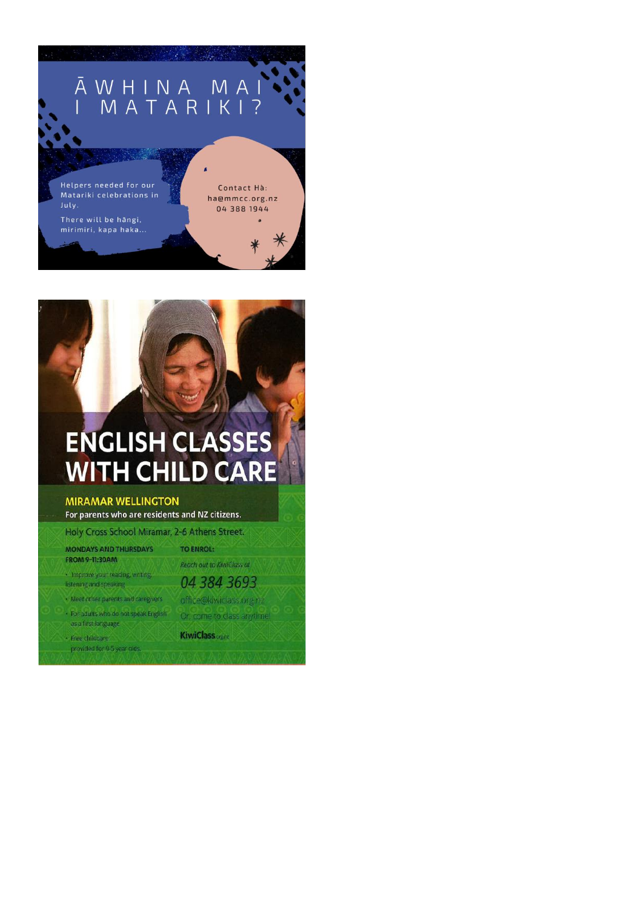# ĀWHINA MAI I MATARIKI?

Helpers needed for our Matariki celebrations in July.

There will be hāngi, mirimiri, kapa haka...

Contact Hà:
ha@mmcc.org.nz
04 388 1944

# ENGLISH CLASSES WITH CHILD CARE

## MIRAMAR WELLINGTON

For parents who are residents and NZ citizens.

Holy Cross School Miramar, 2-6 Athens Street.

**MONDAYS AND THURSDAYS FROM 9-11:30AM**

- Improve your reading, writing, listening and speaking
- Meet other parents and caregivers
- For adults who do not speak English as a first language
- Free childcare provided for 0-5 year olds.

**TO ENROL:**

*Reach out to KiwiClass at*

04 384 3693

office@kiwiclass.org.nz

Or come to class anytime!

KiwiClass.org.nz